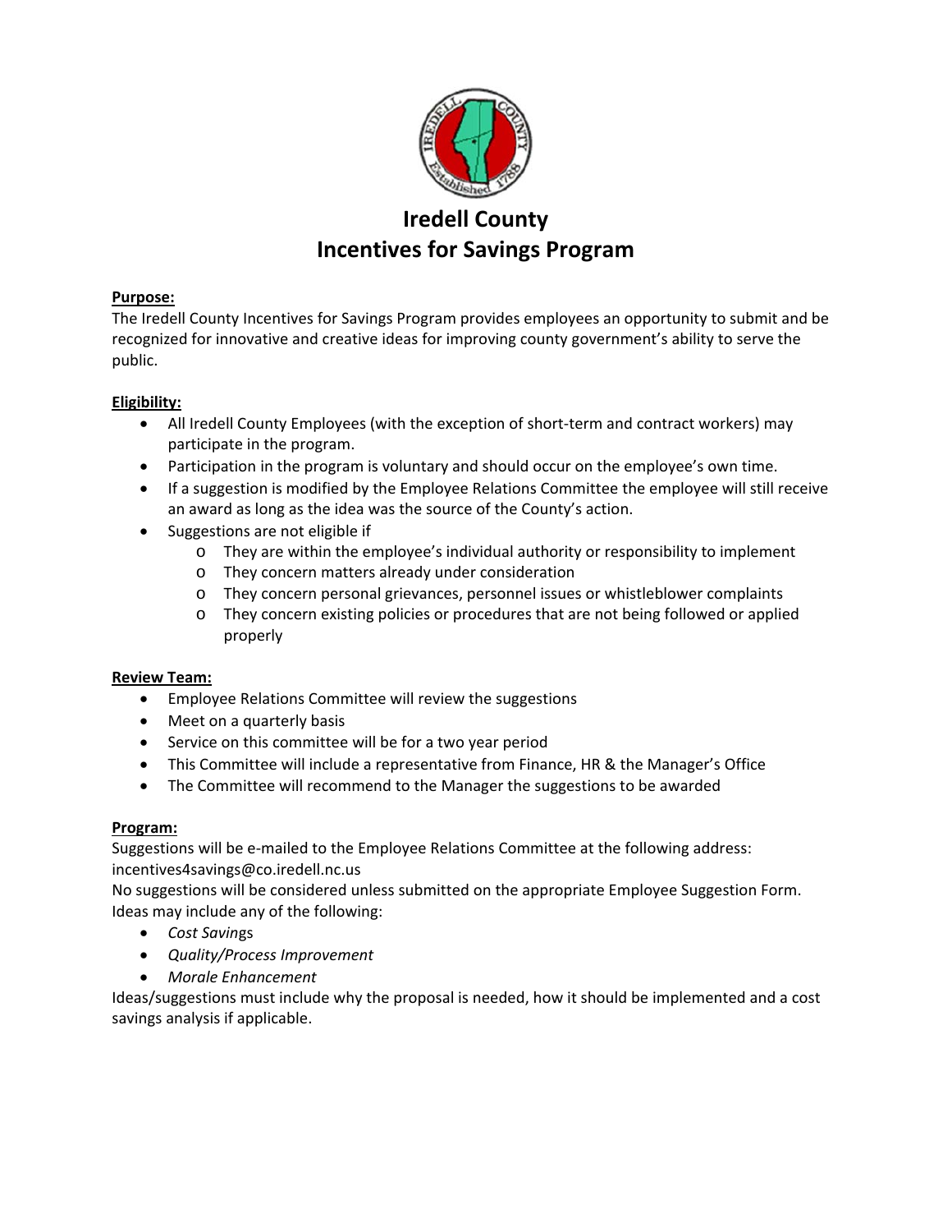# Iredell County
# Incentives for Savings Program

**Purpose:**

The Iredell County Incentives for Savings Program provides employees an opportunity to submit and be recognized for innovative and creative ideas for improving county government's ability to serve the public.

**Eligibility:**

- All Iredell County Employees (with the exception of short-term and contract workers) may participate in the program.
- Participation in the program is voluntary and should occur on the employee's own time.
- If a suggestion is modified by the Employee Relations Committee the employee will still receive an award as long as the idea was the source of the County's action.
- Suggestions are not eligible if
  - They are within the employee's individual authority or responsibility to implement
  - They concern matters already under consideration
  - They concern personal grievances, personnel issues or whistleblower complaints
  - They concern existing policies or procedures that are not being followed or applied properly

**Review Team:**

- Employee Relations Committee will review the suggestions
- Meet on a quarterly basis
- Service on this committee will be for a two year period
- This Committee will include a representative from Finance, HR & the Manager's Office
- The Committee will recommend to the Manager the suggestions to be awarded

**Program:**

Suggestions will be e-mailed to the Employee Relations Committee at the following address: incentives4savings@co.iredell.nc.us

No suggestions will be considered unless submitted on the appropriate Employee Suggestion Form.

Ideas may include any of the following:

- *Cost Savings*
- *Quality/Process Improvement*
- *Morale Enhancement*

Ideas/suggestions must include why the proposal is needed, how it should be implemented and a cost savings analysis if applicable.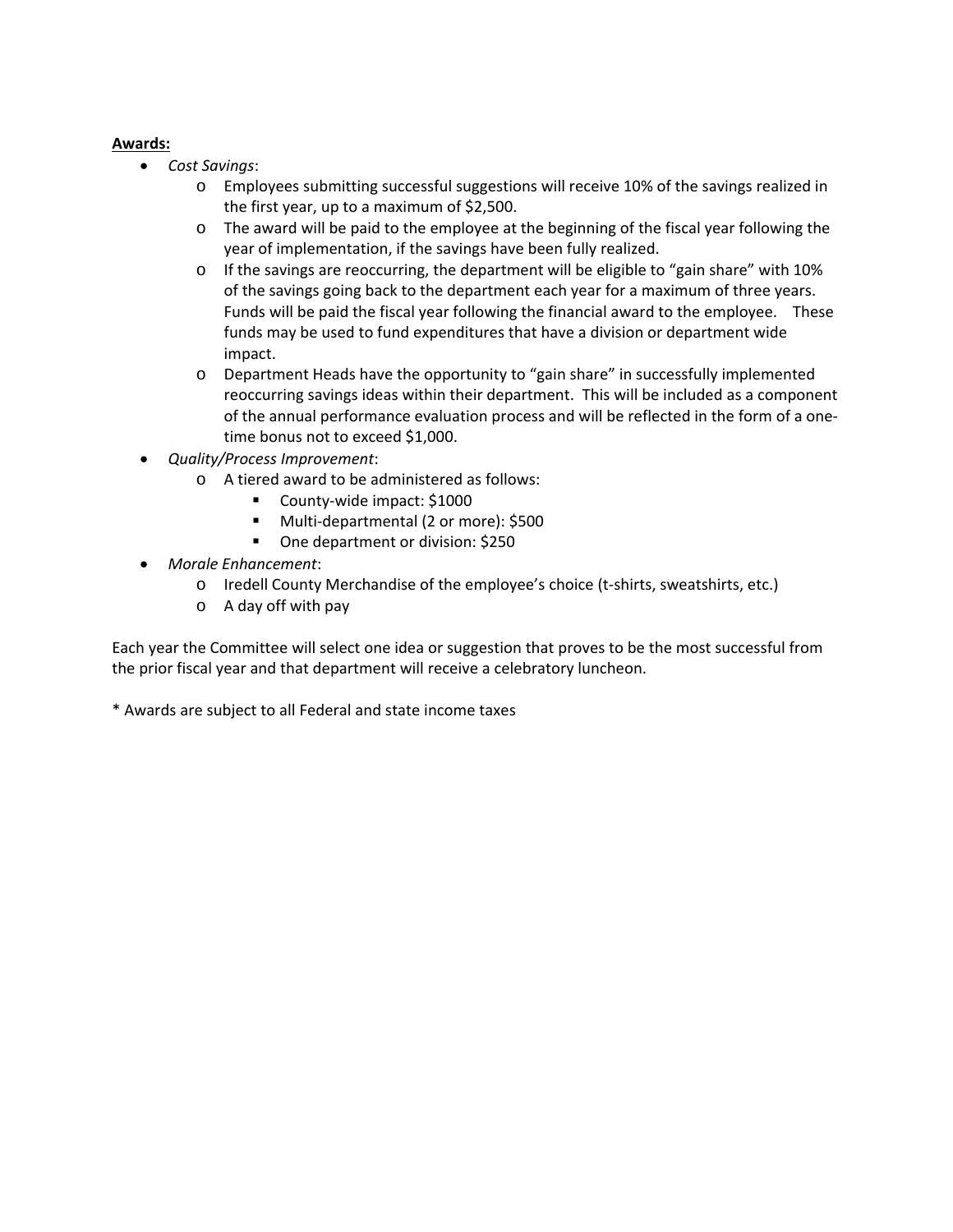**Awards:**

- *Cost Savings*:
  - Employees submitting successful suggestions will receive 10% of the savings realized in the first year, up to a maximum of $2,500.
  - The award will be paid to the employee at the beginning of the fiscal year following the year of implementation, if the savings have been fully realized.
  - If the savings are reoccurring, the department will be eligible to "gain share" with 10% of the savings going back to the department each year for a maximum of three years. Funds will be paid the fiscal year following the financial award to the employee. These funds may be used to fund expenditures that have a division or department wide impact.
  - Department Heads have the opportunity to "gain share" in successfully implemented reoccurring savings ideas within their department. This will be included as a component of the annual performance evaluation process and will be reflected in the form of a one-time bonus not to exceed $1,000.
- *Quality/Process Improvement*:
  - A tiered award to be administered as follows:
    - County-wide impact: $1000
    - Multi-departmental (2 or more): $500
    - One department or division: $250
- *Morale Enhancement*:
  - Iredell County Merchandise of the employee's choice (t-shirts, sweatshirts, etc.)
  - A day off with pay

Each year the Committee will select one idea or suggestion that proves to be the most successful from the prior fiscal year and that department will receive a celebratory luncheon.

* Awards are subject to all Federal and state income taxes